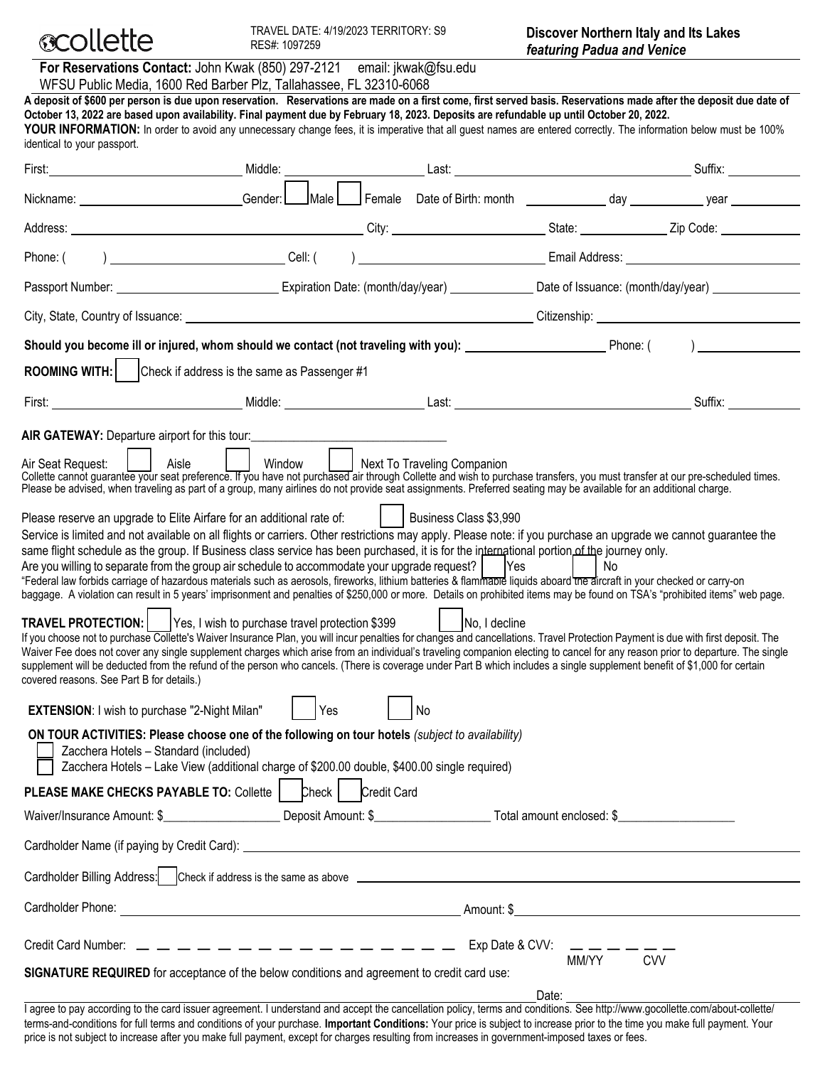collette

TRAVEL DATE: 4/19/2023 TERRITORY: S9
RES#: 1097259

**Discover Northern Italy and Its Lakes**
***featuring Padua and Venice***

**For Reservations Contact:** John Kwak (850) 297-2121 email: jkwak@fsu.edu
WFSU Public Media, 1600 Red Barber Plz, Tallahassee, FL 32310-6068

**A deposit of $600 per person is due upon reservation. Reservations are made on a first come, first served basis. Reservations made after the deposit due date of October 13, 2022 are based upon availability. Final payment due by February 18, 2023. Deposits are refundable up until October 20, 2022.**

**YOUR INFORMATION:** In order to avoid any unnecessary change fees, it is imperative that all guest names are entered correctly. The information below must be 100% identical to your passport.

First: ______________ Middle: ______________ Last: ______________ Suffix: ______

Nickname: ______________ Gender: ☐ Male ☐ Female Date of Birth: month ______ day ______ year ______

Address: ______________ City: ______________ State: ______ Zip Code: ______

Phone: ( ) ______________ Cell: ( ) ______________ Email Address: ______________

Passport Number: ______________ Expiration Date: (month/day/year) ______ Date of Issuance: (month/day/year) ______

City, State, Country of Issuance: ______________ Citizenship: ______________

**Should you become ill or injured, whom should we contact (not traveling with you):** ______________ Phone: ( ) ______

**ROOMING WITH:** ☐ Check if address is the same as Passenger #1

First: ______________ Middle: ______________ Last: ______________ Suffix: ______

**AIR GATEWAY:** Departure airport for this tour: ______________

Air Seat Request: ☐ Aisle ☐ Window ☐ Next To Traveling Companion
Collette cannot guarantee your seat preference. If you have not purchased air through Collette and wish to purchase transfers, you must transfer at our pre-scheduled times. Please be advised, when traveling as part of a group, many airlines do not provide seat assignments. Preferred seating may be available for an additional charge.

Please reserve an upgrade to Elite Airfare for an additional rate of: ☐ Business Class $3,990

Service is limited and not available on all flights or carriers. Other restrictions may apply. Please note: if you purchase an upgrade we cannot guarantee the same flight schedule as the group. If Business class service has been purchased, it is for the international portion of the journey only.

Are you willing to separate from the group air schedule to accommodate your upgrade request? ☐ Yes ☐ No

"Federal law forbids carriage of hazardous materials such as aerosols, fireworks, lithium batteries & flammable liquids aboard the aircraft in your checked or carry-on baggage. A violation can result in 5 years' imprisonment and penalties of $250,000 or more. Details on prohibited items may be found on TSA's "prohibited items" web page.

**TRAVEL PROTECTION:** ☐ Yes, I wish to purchase travel protection $399 ☐ No, I decline

If you choose not to purchase Collette's Waiver Insurance Plan, you will incur penalties for changes and cancellations. Travel Protection Payment is due with first deposit. The Waiver Fee does not cover any single supplement charges which arise from an individual's traveling companion electing to cancel for any reason prior to departure. The single supplement will be deducted from the refund of the person who cancels. (There is coverage under Part B which includes a single supplement benefit of $1,000 for certain covered reasons. See Part B for details.)

**EXTENSION**: I wish to purchase "2-Night Milan" ☐ Yes ☐ No

**ON TOUR ACTIVITIES: Please choose one of the following on tour hotels** *(subject to availability)*

☐ Zacchera Hotels – Standard (included)
☐ Zacchera Hotels – Lake View (additional charge of $200.00 double, $400.00 single required)

**PLEASE MAKE CHECKS PAYABLE TO:** Collette ☐ Check ☐ Credit Card

Waiver/Insurance Amount: $______ Deposit Amount: $______ Total amount enclosed: $______

Cardholder Name (if paying by Credit Card): ______________

Cardholder Billing Address: ☐ Check if address is the same as above ______________

Cardholder Phone: ______________ Amount: $______

Credit Card Number: _ _ _ _ _ _ _ _ _ _ _ _ _ _ _ _ Exp Date & CVV: _ _ _ _ _ _
MM/YY CVV

**SIGNATURE REQUIRED** for acceptance of the below conditions and agreement to credit card use:

______________ Date: ______

I agree to pay according to the card issuer agreement. I understand and accept the cancellation policy, terms and conditions. See http://www.gocollette.com/about-collette/terms-and-conditions for full terms and conditions of your purchase. **Important Conditions:** Your price is subject to increase prior to the time you make full payment. Your price is not subject to increase after you make full payment, except for charges resulting from increases in government-imposed taxes or fees.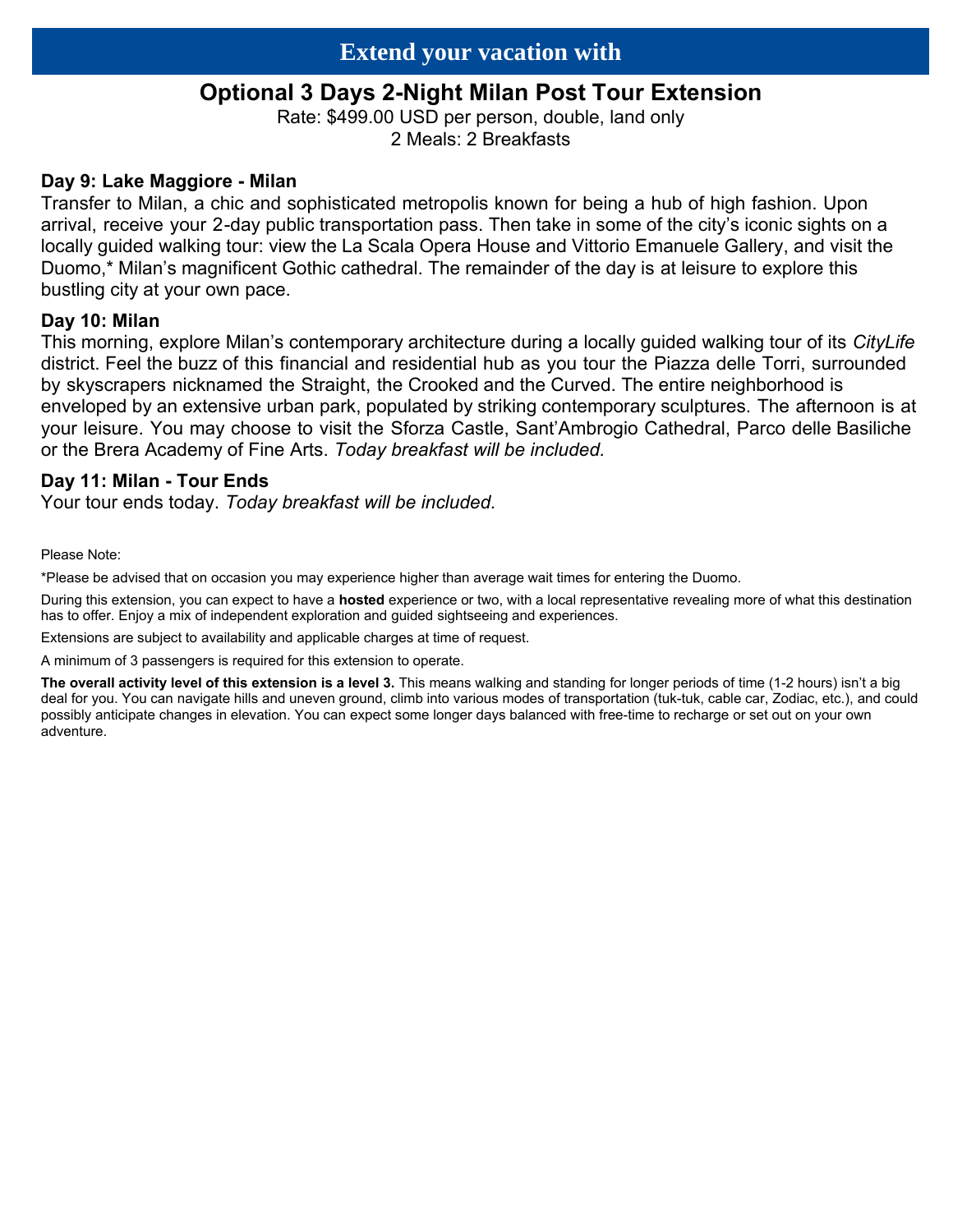## Extend your vacation with

# Optional 3 Days 2-Night Milan Post Tour Extension

Rate: $499.00 USD per person, double, land only
2 Meals: 2 Breakfasts

### Day 9: Lake Maggiore - Milan

Transfer to Milan, a chic and sophisticated metropolis known for being a hub of high fashion. Upon arrival, receive your 2-day public transportation pass. Then take in some of the city's iconic sights on a locally guided walking tour: view the La Scala Opera House and Vittorio Emanuele Gallery, and visit the Duomo,* Milan's magnificent Gothic cathedral. The remainder of the day is at leisure to explore this bustling city at your own pace.

### Day 10: Milan

This morning, explore Milan's contemporary architecture during a locally guided walking tour of its *CityLife* district. Feel the buzz of this financial and residential hub as you tour the Piazza delle Torri, surrounded by skyscrapers nicknamed the Straight, the Crooked and the Curved. The entire neighborhood is enveloped by an extensive urban park, populated by striking contemporary sculptures. The afternoon is at your leisure. You may choose to visit the Sforza Castle, Sant'Ambrogio Cathedral, Parco delle Basiliche or the Brera Academy of Fine Arts. *Today breakfast will be included.*

### Day 11: Milan - Tour Ends

Your tour ends today. *Today breakfast will be included.*

Please Note:

*Please be advised that on occasion you may experience higher than average wait times for entering the Duomo.

During this extension, you can expect to have a **hosted** experience or two, with a local representative revealing more of what this destination has to offer. Enjoy a mix of independent exploration and guided sightseeing and experiences.

Extensions are subject to availability and applicable charges at time of request.

A minimum of 3 passengers is required for this extension to operate.

**The overall activity level of this extension is a level 3.** This means walking and standing for longer periods of time (1-2 hours) isn't a big deal for you. You can navigate hills and uneven ground, climb into various modes of transportation (tuk-tuk, cable car, Zodiac, etc.), and could possibly anticipate changes in elevation. You can expect some longer days balanced with free-time to recharge or set out on your own adventure.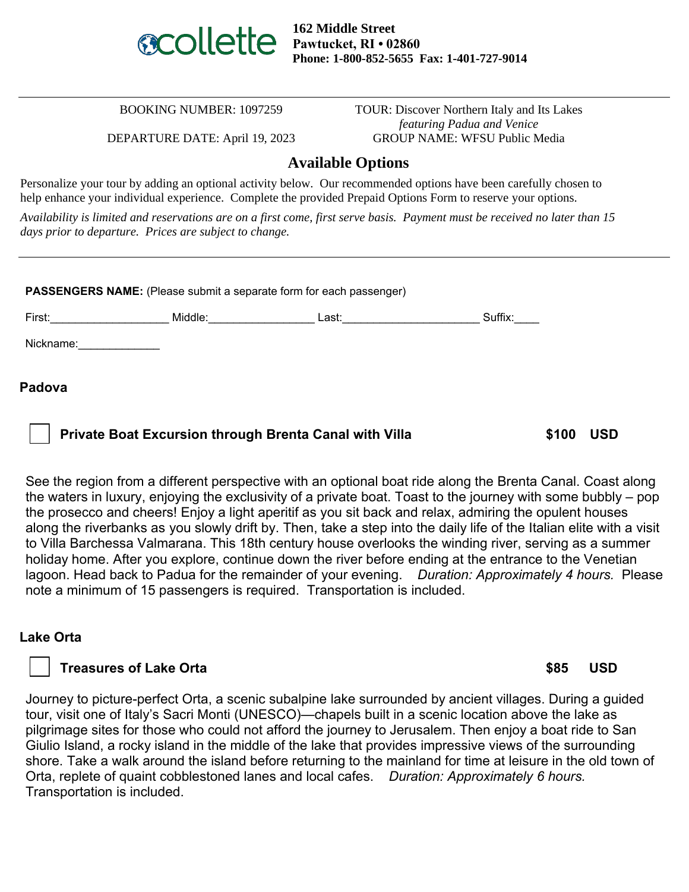**collette**

**162 Middle Street**
**Pawtucket, RI • 02860**
**Phone: 1-800-852-5655 Fax: 1-401-727-9014**

---

BOOKING NUMBER: 1097259

DEPARTURE DATE: April 19, 2023

TOUR: Discover Northern Italy and Its Lakes *featuring Padua and Venice*

GROUP NAME: WFSU Public Media

## Available Options

Personalize your tour by adding an optional activity below. Our recommended options have been carefully chosen to help enhance your individual experience. Complete the provided Prepaid Options Form to reserve your options.

*Availability is limited and reservations are on a first come, first serve basis. Payment must be received no later than 15 days prior to departure. Prices are subject to change.*

---

**PASSENGERS NAME:** (Please submit a separate form for each passenger)

First:___________________ Middle:_________________ Last:______________________ Suffix:____

Nickname:______________

### Padova

☐ **Private Boat Excursion through Brenta Canal with Villa** **$100 USD**

See the region from a different perspective with an optional boat ride along the Brenta Canal. Coast along the waters in luxury, enjoying the exclusivity of a private boat. Toast to the journey with some bubbly – pop the prosecco and cheers! Enjoy a light aperitif as you sit back and relax, admiring the opulent houses along the riverbanks as you slowly drift by. Then, take a step into the daily life of the Italian elite with a visit to Villa Barchessa Valmarana. This 18th century house overlooks the winding river, serving as a summer holiday home. After you explore, continue down the river before ending at the entrance to the Venetian lagoon. Head back to Padua for the remainder of your evening. *Duration: Approximately 4 hours.* Please note a minimum of 15 passengers is required. Transportation is included.

### Lake Orta

☐ **Treasures of Lake Orta** **$85 USD**

Journey to picture-perfect Orta, a scenic subalpine lake surrounded by ancient villages. During a guided tour, visit one of Italy's Sacri Monti (UNESCO)—chapels built in a scenic location above the lake as pilgrimage sites for those who could not afford the journey to Jerusalem. Then enjoy a boat ride to San Giulio Island, a rocky island in the middle of the lake that provides impressive views of the surrounding shore. Take a walk around the island before returning to the mainland for time at leisure in the old town of Orta, replete of quaint cobblestoned lanes and local cafes. *Duration: Approximately 6 hours.* Transportation is included.